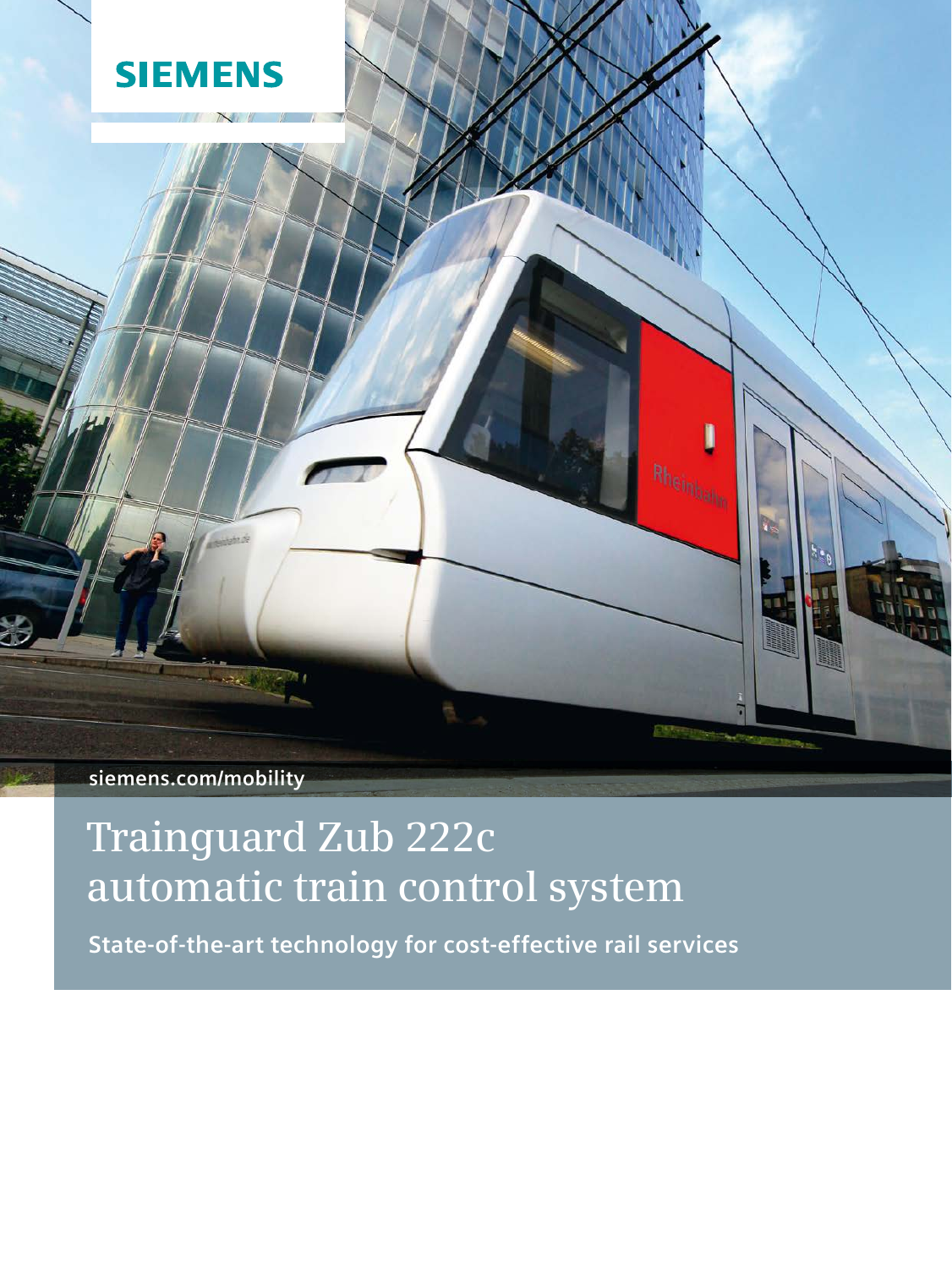SIEMENS

siemens.com/mobility

# Trainguard Zub 222c automatic train control system

**State-of-the-art technology for cost-effective rail services**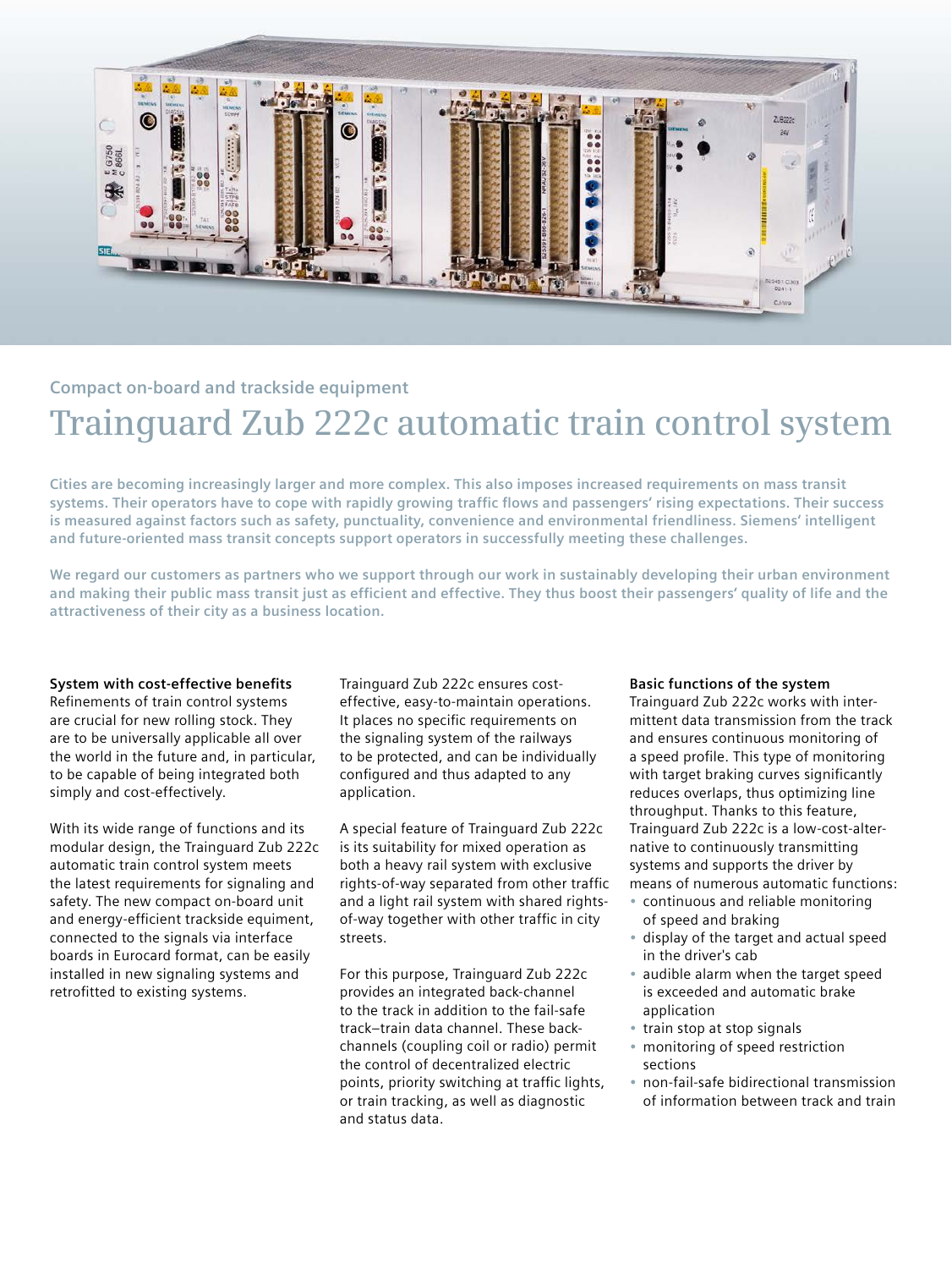Compact on-board and trackside equipment

# Trainguard Zub 222c automatic train control system

**Cities are becoming increasingly larger and more complex. This also imposes increased requirements on mass transit systems. Their operators have to cope with rapidly growing traffic flows and passengers' rising expectations. Their success is measured against factors such as safety, punctuality, convenience and environmental friendliness. Siemens' intelligent and future-oriented mass transit concepts support operators in successfully meeting these challenges.**

**We regard our customers as partners who we support through our work in sustainably developing their urban environment and making their public mass transit just as efficient and effective. They thus boost their passengers' quality of life and the attractiveness of their city as a business location.**

**System with cost-effective benefits**
Refinements of train control systems are crucial for new rolling stock. They are to be universally applicable all over the world in the future and, in particular, to be capable of being integrated both simply and cost-effectively.

With its wide range of functions and its modular design, the Trainguard Zub 222c automatic train control system meets the latest requirements for signaling and safety. The new compact on-board unit and energy-efficient trackside equiment, connected to the signals via interface boards in Eurocard format, can be easily installed in new signaling systems and retrofitted to existing systems.

Trainguard Zub 222c ensures cost-effective, easy-to-maintain operations. It places no specific requirements on the signaling system of the railways to be protected, and can be individually configured and thus adapted to any application.

A special feature of Trainguard Zub 222c is its suitability for mixed operation as both a heavy rail system with exclusive rights-of-way separated from other traffic and a light rail system with shared rights-of-way together with other traffic in city streets.

For this purpose, Trainguard Zub 222c provides an integrated back-channel to the track in addition to the fail-safe track–train data channel. These back-channels (coupling coil or radio) permit the control of decentralized electric points, priority switching at traffic lights, or train tracking, as well as diagnostic and status data.

**Basic functions of the system**
Trainguard Zub 222c works with intermittent data transmission from the track and ensures continuous monitoring of a speed profile. This type of monitoring with target braking curves significantly reduces overlaps, thus optimizing line throughput. Thanks to this feature, Trainguard Zub 222c is a low-cost-alternative to continuously transmitting systems and supports the driver by means of numerous automatic functions:

- continuous and reliable monitoring of speed and braking
- display of the target and actual speed in the driver's cab
- audible alarm when the target speed is exceeded and automatic brake application
- train stop at stop signals
- monitoring of speed restriction sections
- non-fail-safe bidirectional transmission of information between track and train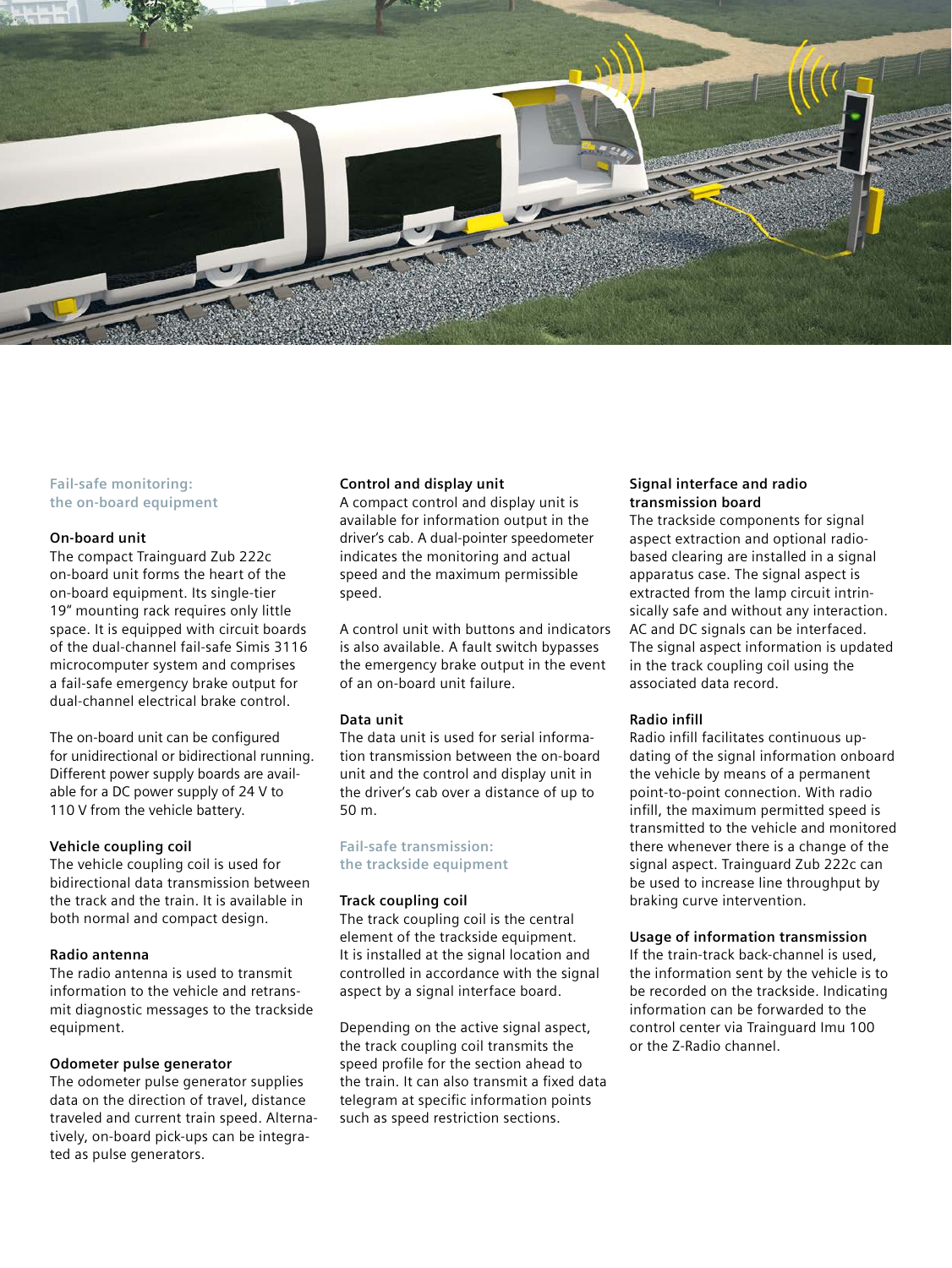## Fail-safe monitoring: the on-board equipment

### On-board unit

The compact Trainguard Zub 222c on-board unit forms the heart of the on-board equipment. Its single-tier 19" mounting rack requires only little space. It is equipped with circuit boards of the dual-channel fail-safe Simis 3116 microcomputer system and comprises a fail-safe emergency brake output for dual-channel electrical brake control.

The on-board unit can be configured for unidirectional or bidirectional running. Different power supply boards are available for a DC power supply of 24 V to 110 V from the vehicle battery.

### Vehicle coupling coil

The vehicle coupling coil is used for bidirectional data transmission between the track and the train. It is available in both normal and compact design.

### Radio antenna

The radio antenna is used to transmit information to the vehicle and retransmit diagnostic messages to the trackside equipment.

### Odometer pulse generator

The odometer pulse generator supplies data on the direction of travel, distance traveled and current train speed. Alternatively, on-board pick-ups can be integrated as pulse generators.

### Control and display unit

A compact control and display unit is available for information output in the driver's cab. A dual-pointer speedometer indicates the monitoring and actual speed and the maximum permissible speed.

A control unit with buttons and indicators is also available. A fault switch bypasses the emergency brake output in the event of an on-board unit failure.

### Data unit

The data unit is used for serial information transmission between the on-board unit and the control and display unit in the driver's cab over a distance of up to 50 m.

## Fail-safe transmission: the trackside equipment

### Track coupling coil

The track coupling coil is the central element of the trackside equipment. It is installed at the signal location and controlled in accordance with the signal aspect by a signal interface board.

Depending on the active signal aspect, the track coupling coil transmits the speed profile for the section ahead to the train. It can also transmit a fixed data telegram at specific information points such as speed restriction sections.

### Signal interface and radio transmission board

The trackside components for signal aspect extraction and optional radio-based clearing are installed in a signal apparatus case. The signal aspect is extracted from the lamp circuit intrinsically safe and without any interaction. AC and DC signals can be interfaced. The signal aspect information is updated in the track coupling coil using the associated data record.

### Radio infill

Radio infill facilitates continuous updating of the signal information onboard the vehicle by means of a permanent point-to-point connection. With radio infill, the maximum permitted speed is transmitted to the vehicle and monitored there whenever there is a change of the signal aspect. Trainguard Zub 222c can be used to increase line throughput by braking curve intervention.

### Usage of information transmission

If the train-track back-channel is used, the information sent by the vehicle is to be recorded on the trackside. Indicating information can be forwarded to the control center via Trainguard Imu 100 or the Z-Radio channel.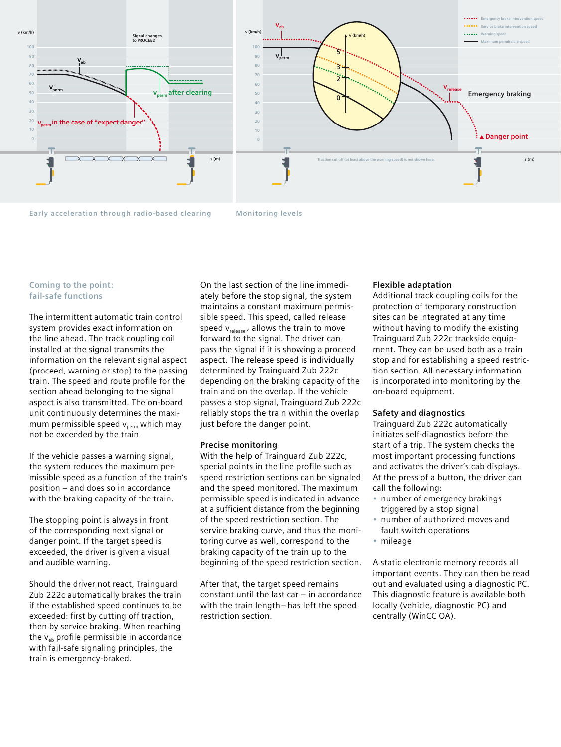Early acceleration through radio-based clearing

Monitoring levels

## Coming to the point: fail-safe functions

The intermittent automatic train control system provides exact information on the line ahead. The track coupling coil installed at the signal transmits the information on the relevant signal aspect (proceed, warning or stop) to the passing train. The speed and route profile for the section ahead belonging to the signal aspect is also transmitted. The on-board unit continuously determines the maximum permissible speed $v_{perm}$ which may not be exceeded by the train.

If the vehicle passes a warning signal, the system reduces the maximum permissible speed as a function of the train's position – and does so in accordance with the braking capacity of the train.

The stopping point is always in front of the corresponding next signal or danger point. If the target speed is exceeded, the driver is given a visual and audible warning.

Should the driver not react, Trainguard Zub 222c automatically brakes the train if the established speed continues to be exceeded: first by cutting off traction, then by service braking. When reaching the $v_{eb}$ profile permissible in accordance with fail-safe signaling principles, the train is emergency-braked.

On the last section of the line immediately before the stop signal, the system maintains a constant maximum permissible speed. This speed, called release speed $v_{release}$, allows the train to move forward to the signal. The driver can pass the signal if it is showing a proceed aspect. The release speed is individually determined by Trainguard Zub 222c depending on the braking capacity of the train and on the overlap. If the vehicle passes a stop signal, Trainguard Zub 222c reliably stops the train within the overlap just before the danger point.

### Precise monitoring

With the help of Trainguard Zub 222c, special points in the line profile such as speed restriction sections can be signaled and the speed monitored. The maximum permissible speed is indicated in advance at a sufficient distance from the beginning of the speed restriction section. The service braking curve, and thus the monitoring curve as well, correspond to the braking capacity of the train up to the beginning of the speed restriction section.

After that, the target speed remains constant until the last car – in accordance with the train length – has left the speed restriction section.

### Flexible adaptation

Additional track coupling coils for the protection of temporary construction sites can be integrated at any time without having to modify the existing Trainguard Zub 222c trackside equipment. They can be used both as a train stop and for establishing a speed restriction section. All necessary information is incorporated into monitoring by the on-board equipment.

### Safety and diagnostics

Trainguard Zub 222c automatically initiates self-diagnostics before the start of a trip. The system checks the most important processing functions and activates the driver's cab displays. At the press of a button, the driver can call the following:

- number of emergency brakings triggered by a stop signal
- number of authorized moves and fault switch operations
- mileage

A static electronic memory records all important events. They can then be read out and evaluated using a diagnostic PC. This diagnostic feature is available both locally (vehicle, diagnostic PC) and centrally (WinCC OA).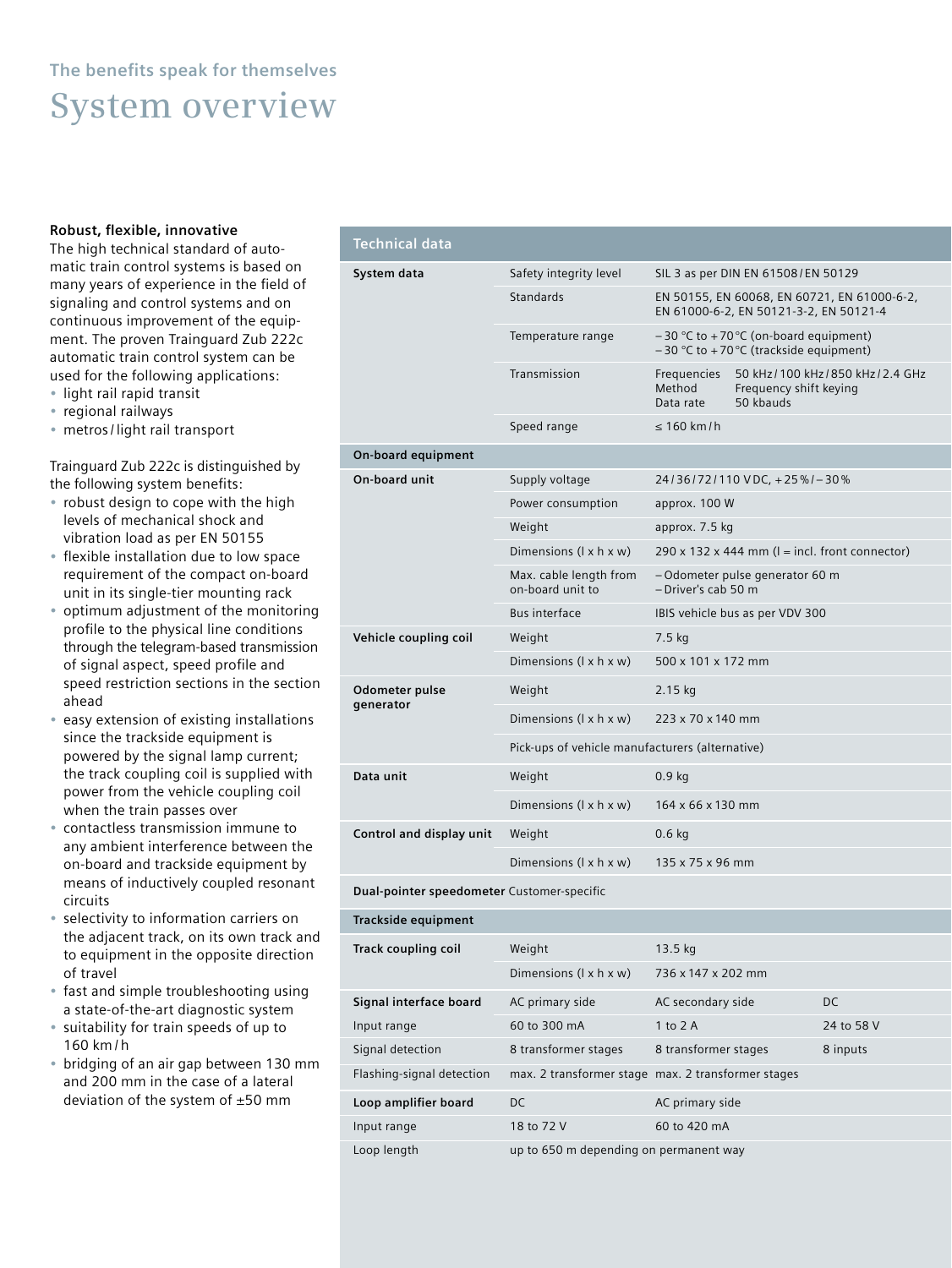## The benefits speak for themselves

# System overview

**Robust, flexible, innovative**

The high technical standard of automatic train control systems is based on many years of experience in the field of signaling and control systems and on continuous improvement of the equipment. The proven Trainguard Zub 222c automatic train control system can be used for the following applications:

- light rail rapid transit
- regional railways
- metros / light rail transport

Trainguard Zub 222c is distinguished by the following system benefits:

- robust design to cope with the high levels of mechanical shock and vibration load as per EN 50155
- flexible installation due to low space requirement of the compact on-board unit in its single-tier mounting rack
- optimum adjustment of the monitoring profile to the physical line conditions through the telegram-based transmission of signal aspect, speed profile and speed restriction sections in the section ahead
- easy extension of existing installations since the trackside equipment is powered by the signal lamp current; the track coupling coil is supplied with power from the vehicle coupling coil when the train passes over
- contactless transmission immune to any ambient interference between the on-board and trackside equipment by means of inductively coupled resonant circuits
- selectivity to information carriers on the adjacent track, on its own track and to equipment in the opposite direction of travel
- fast and simple troubleshooting using a state-of-the-art diagnostic system
- suitability for train speeds of up to 160 km / h
- bridging of an air gap between 130 mm and 200 mm in the case of a lateral deviation of the system of ±50 mm

| Technical data | | | |
|---|---|---|---|
| **System data** | Safety integrity level | SIL 3 as per DIN EN 61508 / EN 50129 | |
| | Standards | EN 50155, EN 60068, EN 60721, EN 61000-6-2, EN 61000-6-2, EN 50121-3-2, EN 50121-4 | |
| | Temperature range | – 30 °C to + 70 °C (on-board equipment)<br>– 30 °C to + 70 °C (trackside equipment) | |
| | Transmission | Frequencies: 50 kHz / 100 kHz / 850 kHz / 2.4 GHz<br>Method: Frequency shift keying<br>Data rate: 50 kbauds | |
| | Speed range | ≤ 160 km / h | |
| **On-board equipment** | | | |
| **On-board unit** | Supply voltage | 24 / 36 / 72 / 110 V DC, + 25 % / – 30 % | |
| | Power consumption | approx. 100 W | |
| | Weight | approx. 7.5 kg | |
| | Dimensions (l x h x w) | 290 x 132 x 444 mm (l = incl. front connector) | |
| | Max. cable length from on-board unit to | – Odometer pulse generator 60 m<br>– Driver's cab 50 m | |
| | Bus interface | IBIS vehicle bus as per VDV 300 | |
| **Vehicle coupling coil** | Weight | 7.5 kg | |
| | Dimensions (l x h x w) | 500 x 101 x 172 mm | |
| **Odometer pulse generator** | Weight | 2.15 kg | |
| | Dimensions (l x h x w) | 223 x 70 x 140 mm | |
| | Pick-ups of vehicle manufacturers (alternative) | | |
| **Data unit** | Weight | 0.9 kg | |
| | Dimensions (l x h x w) | 164 x 66 x 130 mm | |
| **Control and display unit** | Weight | 0.6 kg | |
| | Dimensions (l x h x w) | 135 x 75 x 96 mm | |
| **Dual-pointer speedometer** Customer-specific | | | |
| **Trackside equipment** | | | |
| **Track coupling coil** | Weight | 13.5 kg | |
| | Dimensions (l x h x w) | 736 x 147 x 202 mm | |
| **Signal interface board** | AC primary side | AC secondary side | DC |
| Input range | 60 to 300 mA | 1 to 2 A | 24 to 58 V |
| Signal detection | 8 transformer stages | 8 transformer stages | 8 inputs |
| Flashing-signal detection | max. 2 transformer stage | max. 2 transformer stages | |
| **Loop amplifier board** | DC | AC primary side | |
| Input range | 18 to 72 V | 60 to 420 mA | |
| Loop length | up to 650 m depending on permanent way | | |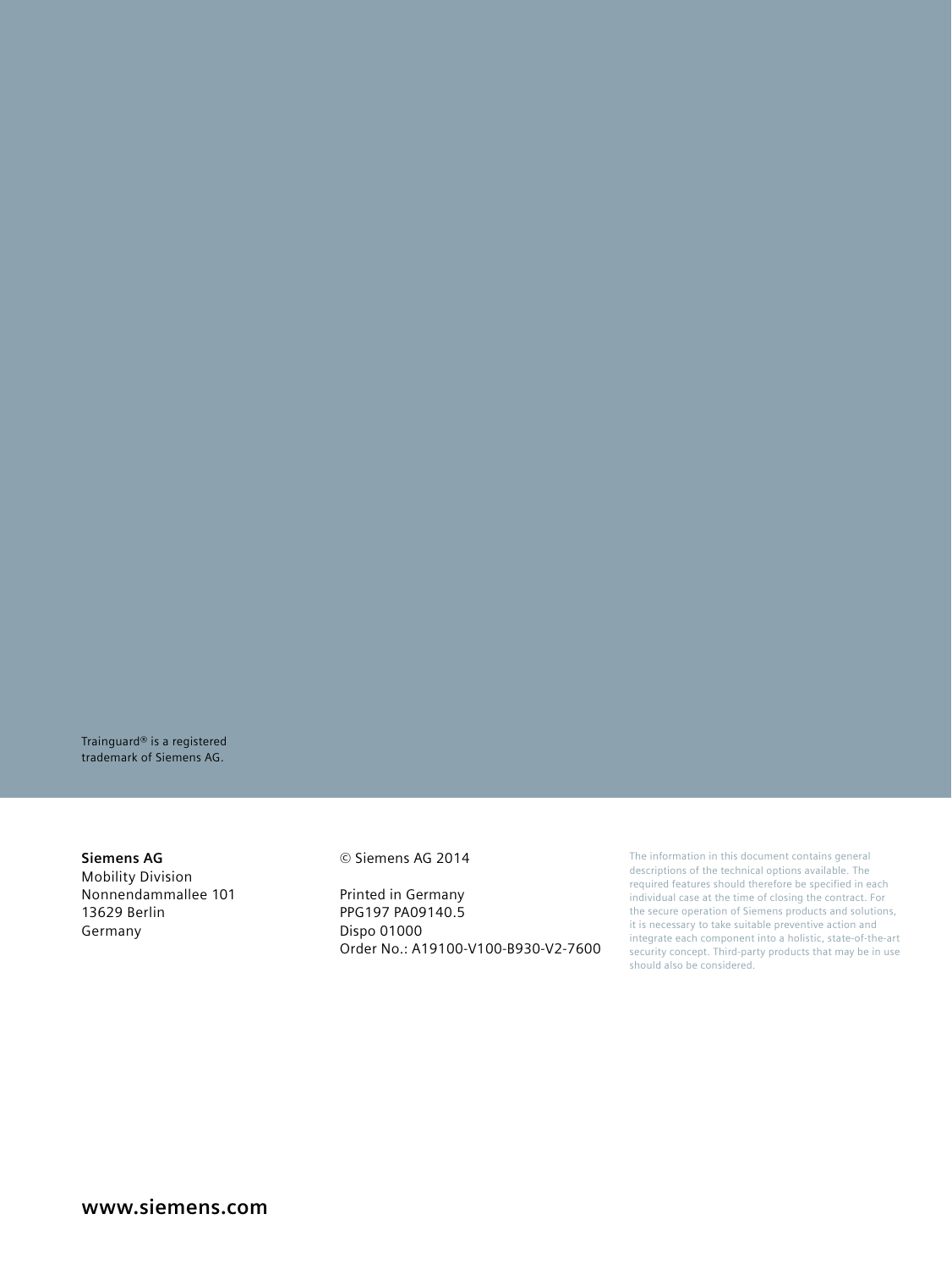Trainguard® is a registered trademark of Siemens AG.

**Siemens AG**
Mobility Division
Nonnendammallee 101
13629 Berlin
Germany

© Siemens AG 2014

Printed in Germany
PPG197 PA09140.5
Dispo 01000
Order No.: A19100-V100-B930-V2-7600

The information in this document contains general descriptions of the technical options available. The required features should therefore be specified in each individual case at the time of closing the contract. For the secure operation of Siemens products and solutions, it is necessary to take suitable preventive action and integrate each component into a holistic, state-of-the-art security concept. Third-party products that may be in use should also be considered.

**www.siemens.com**